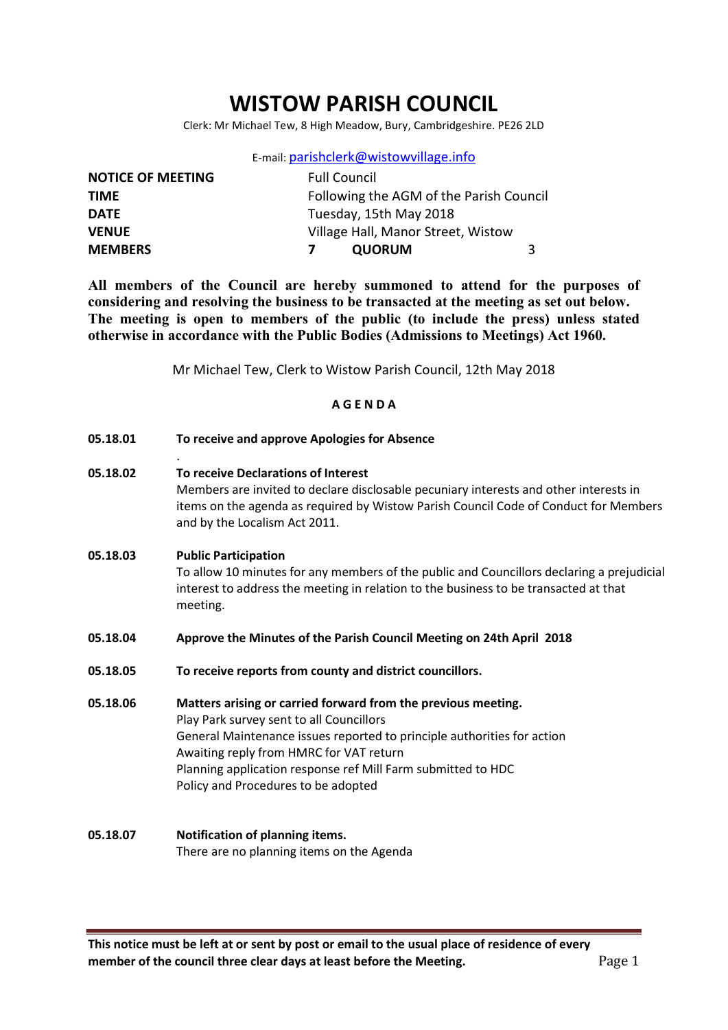# WISTOW PARISH COUNCIL

Clerk: Mr Michael Tew, 8 High Meadow, Bury, Cambridgeshire. PE26 2LD

E-mail: parishclerk@wistowvillage.info

| | |
|---|---|
| **NOTICE OF MEETING** | Full Council |
| **TIME** | Following the AGM of the Parish Council |
| **DATE** | Tuesday, 15th May 2018 |
| **VENUE** | Village Hall, Manor Street, Wistow |
| **MEMBERS** | **7** **QUORUM** 3 |

**All members of the Council are hereby summoned to attend for the purposes of considering and resolving the business to be transacted at the meeting as set out below. The meeting is open to members of the public (to include the press) unless stated otherwise in accordance with the Public Bodies (Admissions to Meetings) Act 1960.**

Mr Michael Tew, Clerk to Wistow Parish Council, 12th May 2018

**A G E N D A**

**05.18.01** **To receive and approve Apologies for Absence**

.

**05.18.02** **To receive Declarations of Interest**
Members are invited to declare disclosable pecuniary interests and other interests in items on the agenda as required by Wistow Parish Council Code of Conduct for Members and by the Localism Act 2011.

**05.18.03** **Public Participation**
To allow 10 minutes for any members of the public and Councillors declaring a prejudicial interest to address the meeting in relation to the business to be transacted at that meeting.

**05.18.04** **Approve the Minutes of the Parish Council Meeting on 24th April 2018**

**05.18.05** **To receive reports from county and district councillors.**

**05.18.06** **Matters arising or carried forward from the previous meeting.**
Play Park survey sent to all Councillors
General Maintenance issues reported to principle authorities for action
Awaiting reply from HMRC for VAT return
Planning application response ref Mill Farm submitted to HDC
Policy and Procedures to be adopted

**05.18.07** **Notification of planning items.**
There are no planning items on the Agenda

**This notice must be left at or sent by post or email to the usual place of residence of every member of the council three clear days at least before the Meeting.**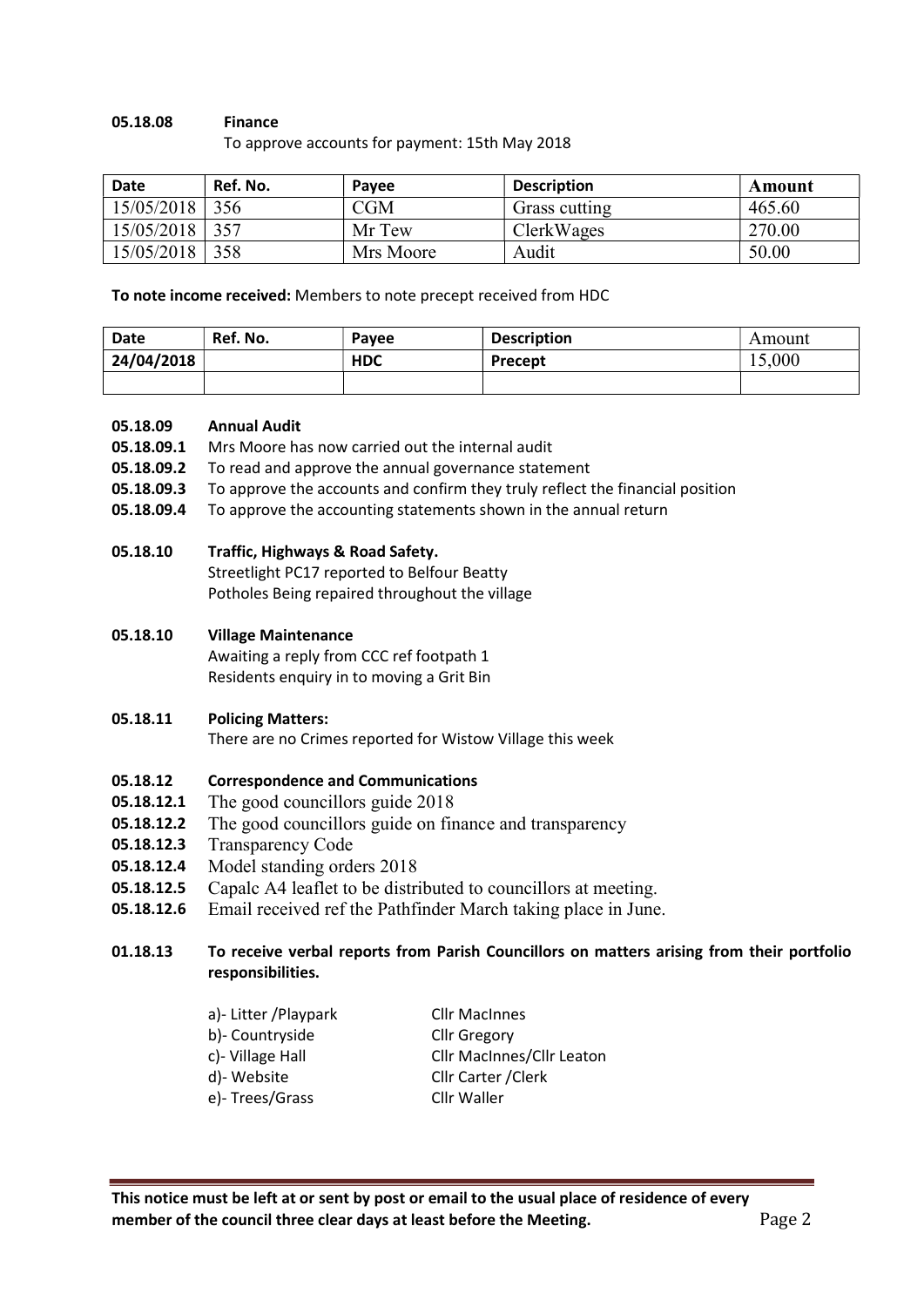**05.18.08 Finance**

To approve accounts for payment: 15th May 2018

| Date | Ref. No. | Payee | Description | Amount |
|---|---|---|---|---|
| 15/05/2018 | 356 | CGM | Grass cutting | 465.60 |
| 15/05/2018 | 357 | Mr Tew | ClerkWages | 270.00 |
| 15/05/2018 | 358 | Mrs Moore | Audit | 50.00 |

**To note income received:** Members to note precept received from HDC

| Date | Ref. No. | Payee | Description | Amount |
|---|---|---|---|---|
| **24/04/2018** | | **HDC** | **Precept** | 15,000 |
| | | | | |

**05.18.09 Annual Audit**

**05.18.09.1** Mrs Moore has now carried out the internal audit

**05.18.09.2** To read and approve the annual governance statement

**05.18.09.3** To approve the accounts and confirm they truly reflect the financial position

**05.18.09.4** To approve the accounting statements shown in the annual return

**05.18.10 Traffic, Highways & Road Safety.**

Streetlight PC17 reported to Belfour Beatty

Potholes Being repaired throughout the village

**05.18.10 Village Maintenance**

Awaiting a reply from CCC ref footpath 1

Residents enquiry in to moving a Grit Bin

**05.18.11 Policing Matters:**

There are no Crimes reported for Wistow Village this week

**05.18.12 Correspondence and Communications**

**05.18.12.1** The good councillors guide 2018

**05.18.12.2** The good councillors guide on finance and transparency

**05.18.12.3** Transparency Code

**05.18.12.4** Model standing orders 2018

**05.18.12.5** Capalc A4 leaflet to be distributed to councillors at meeting.

**05.18.12.6** Email received ref the Pathfinder March taking place in June.

**01.18.13 To receive verbal reports from Parish Councillors on matters arising from their portfolio responsibilities.**

- a)- Litter /Playpark — Cllr MacInnes
- b)- Countryside — Cllr Gregory
- c)- Village Hall — Cllr MacInnes/Cllr Leaton
- d)- Website — Cllr Carter /Clerk
- e)- Trees/Grass — Cllr Waller

**This notice must be left at or sent by post or email to the usual place of residence of every member of the council three clear days at least before the Meeting.**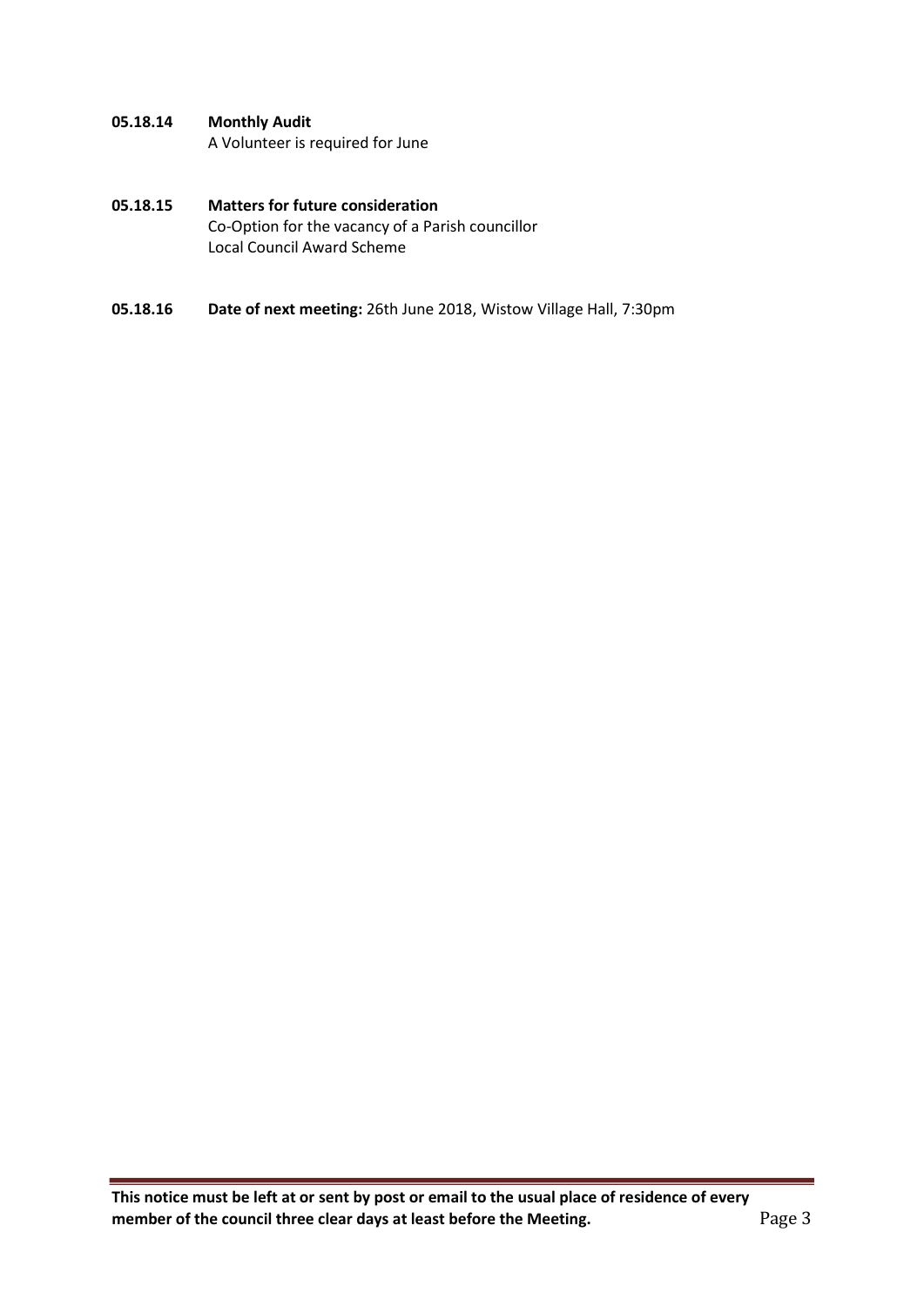**05.18.14 Monthly Audit**

A Volunteer is required for June

**05.18.15 Matters for future consideration**

Co-Option for the vacancy of a Parish councillor

Local Council Award Scheme

**05.18.16 Date of next meeting:** 26th June 2018, Wistow Village Hall, 7:30pm

**This notice must be left at or sent by post or email to the usual place of residence of every member of the council three clear days at least before the Meeting.**